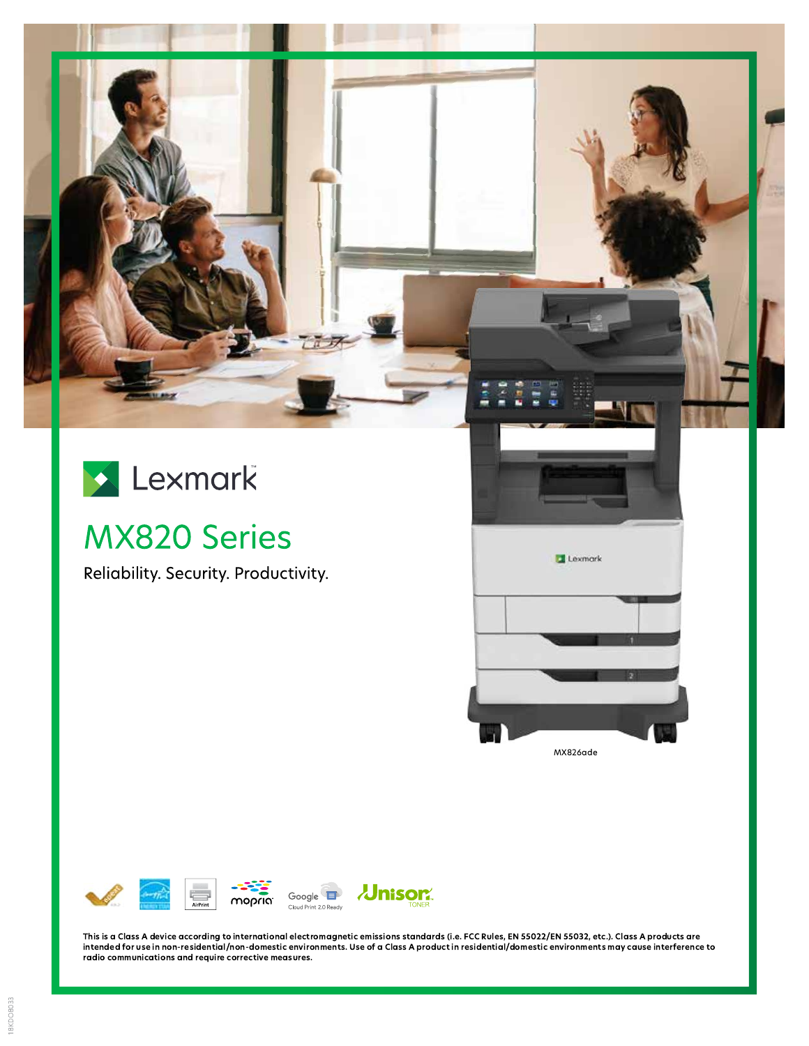Lexmark

# MX820 Series

Reliability. Security. Productivity.

MX826ade

This is a Class A device according to international electromagnetic emissions standards (i.e. FCC Rules, EN 55022/EN 55032, etc.). Class A products are intended for use in non-residential/non-domestic environments. Use of a Class A product in residential/domestic environments may cause interference to radio communications and require corrective measures.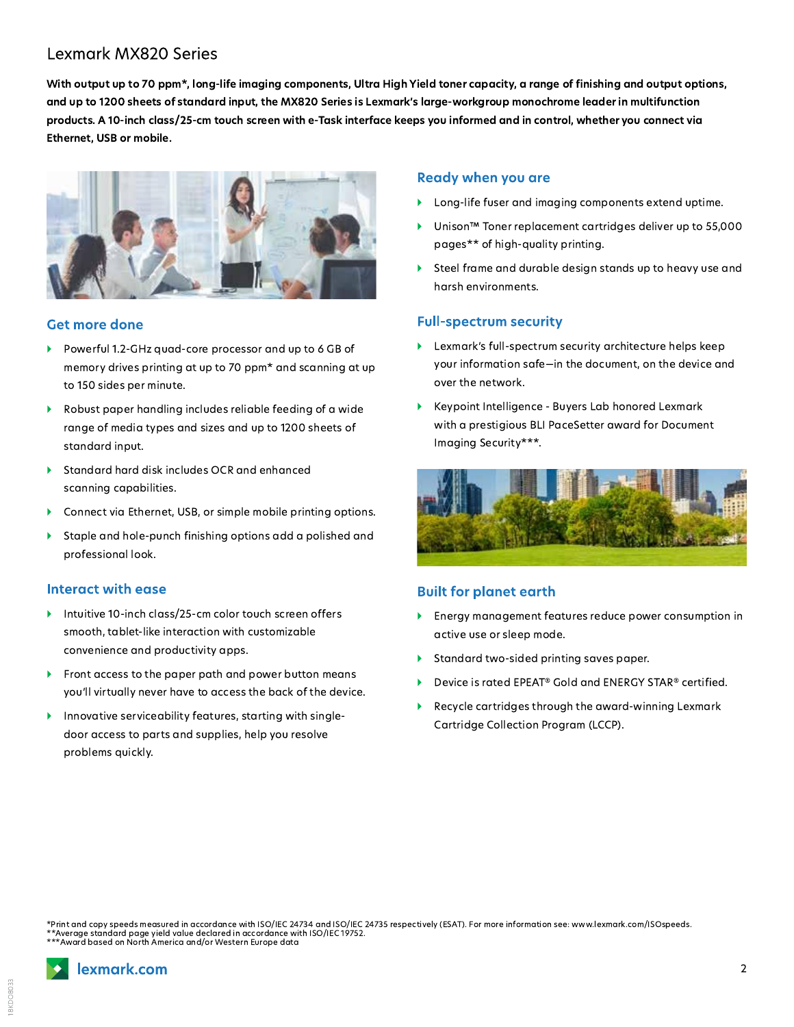# Lexmark MX820 Series

**With output up to 70 ppm*, long-life imaging components, Ultra High Yield toner capacity, a range of finishing and output options, and up to 1200 sheets of standard input, the MX820 Series is Lexmark's large-workgroup monochrome leader in multifunction products. A 10-inch class/25-cm touch screen with e-Task interface keeps you informed and in control, whether you connect via Ethernet, USB or mobile.**

## Get more done

- Powerful 1.2-GHz quad-core processor and up to 6 GB of memory drives printing at up to 70 ppm* and scanning at up to 150 sides per minute.
- Robust paper handling includes reliable feeding of a wide range of media types and sizes and up to 1200 sheets of standard input.
- Standard hard disk includes OCR and enhanced scanning capabilities.
- Connect via Ethernet, USB, or simple mobile printing options.
- Staple and hole-punch finishing options add a polished and professional look.

## Interact with ease

- Intuitive 10-inch class/25-cm color touch screen offers smooth, tablet-like interaction with customizable convenience and productivity apps.
- Front access to the paper path and power button means you'll virtually never have to access the back of the device.
- Innovative serviceability features, starting with single-door access to parts and supplies, help you resolve problems quickly.

## Ready when you are

- Long-life fuser and imaging components extend uptime.
- Unison™ Toner replacement cartridges deliver up to 55,000 pages** of high-quality printing.
- Steel frame and durable design stands up to heavy use and harsh environments.

## Full-spectrum security

- Lexmark's full-spectrum security architecture helps keep your information safe—in the document, on the device and over the network.
- Keypoint Intelligence - Buyers Lab honored Lexmark with a prestigious BLI PaceSetter award for Document Imaging Security***.

## Built for planet earth

- Energy management features reduce power consumption in active use or sleep mode.
- Standard two-sided printing saves paper.
- Device is rated EPEAT® Gold and ENERGY STAR® certified.
- Recycle cartridges through the award-winning Lexmark Cartridge Collection Program (LCCP).

*Print and copy speeds measured in accordance with ISO/IEC 24734 and ISO/IEC 24735 respectively (ESAT). For more information see: www.lexmark.com/ISOspeeds.
**Average standard page yield value declared in accordance with ISO/IEC 19752.
***Award based on North America and/or Western Europe data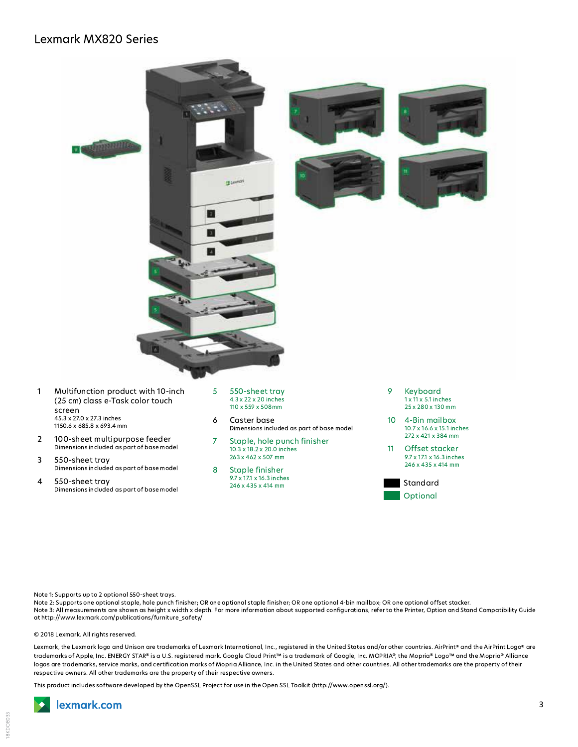## Lexmark MX820 Series

1. **Multifunction product with 10-inch (25 cm) class e-Task color touch screen**
   45.3 x 27.0 x 27.3 inches
   1150.6 x 685.8 x 693.4 mm

2. **100-sheet multipurpose feeder**
   Dimensions included as part of base model

3. **550-sheet tray**
   Dimensions included as part of base model

4. **550-sheet tray**
   Dimensions included as part of base model

5. **550-sheet tray**
   4.3 x 22 x 20 inches
   110 x 559 x 508mm

6. **Caster base**
   Dimensions included as part of base model

7. **Staple, hole punch finisher**
   10.3 x 18.2 x 20.0 inches
   263 x 462 x 507 mm

8. **Staple finisher**
   9.7 x 17.1 x 16.3 inches
   246 x 435 x 414 mm

9. **Keyboard**
   1 x 11 x 5.1 inches
   25 x 280 x 130 mm

10. **4-Bin mailbox**
    10.7 x 16.6 x 15.1 inches
    272 x 421 x 384 mm

11. **Offset stacker**
    9.7 x 17.1 x 16.3 inches
    246 x 435 x 414 mm

Standard

Optional

Note 1: Supports up to 2 optional 550-sheet trays.
Note 2: Supports one optional staple, hole punch finisher; OR one optional staple finisher; OR one optional 4-bin mailbox; OR one optional offset stacker.
Note 3: All measurements are shown as height x width x depth. For more information about supported configurations, refer to the Printer, Option and Stand Compatibility Guide at http://www.lexmark.com/publications/furniture_safety/

© 2018 Lexmark. All rights reserved.

Lexmark, the Lexmark logo and Unison are trademarks of Lexmark International, Inc., registered in the United States and/or other countries. AirPrint® and the AirPrint Logo® are trademarks of Apple, Inc. ENERGY STAR® is a U.S. registered mark. Google Cloud Print™ is a trademark of Google, Inc. MOPRIA®, the Mopria® Logo™ and the Mopria® Alliance logos are trademarks, service marks, and certification marks of Mopria Alliance, Inc. in the United States and other countries. All other trademarks are the property of their respective owners. All other trademarks are the property of their respective owners.

This product includes software developed by the OpenSSL Project for use in the Open SSL Toolkit (http://www.openssl.org/).

lexmark.com

18KDO8033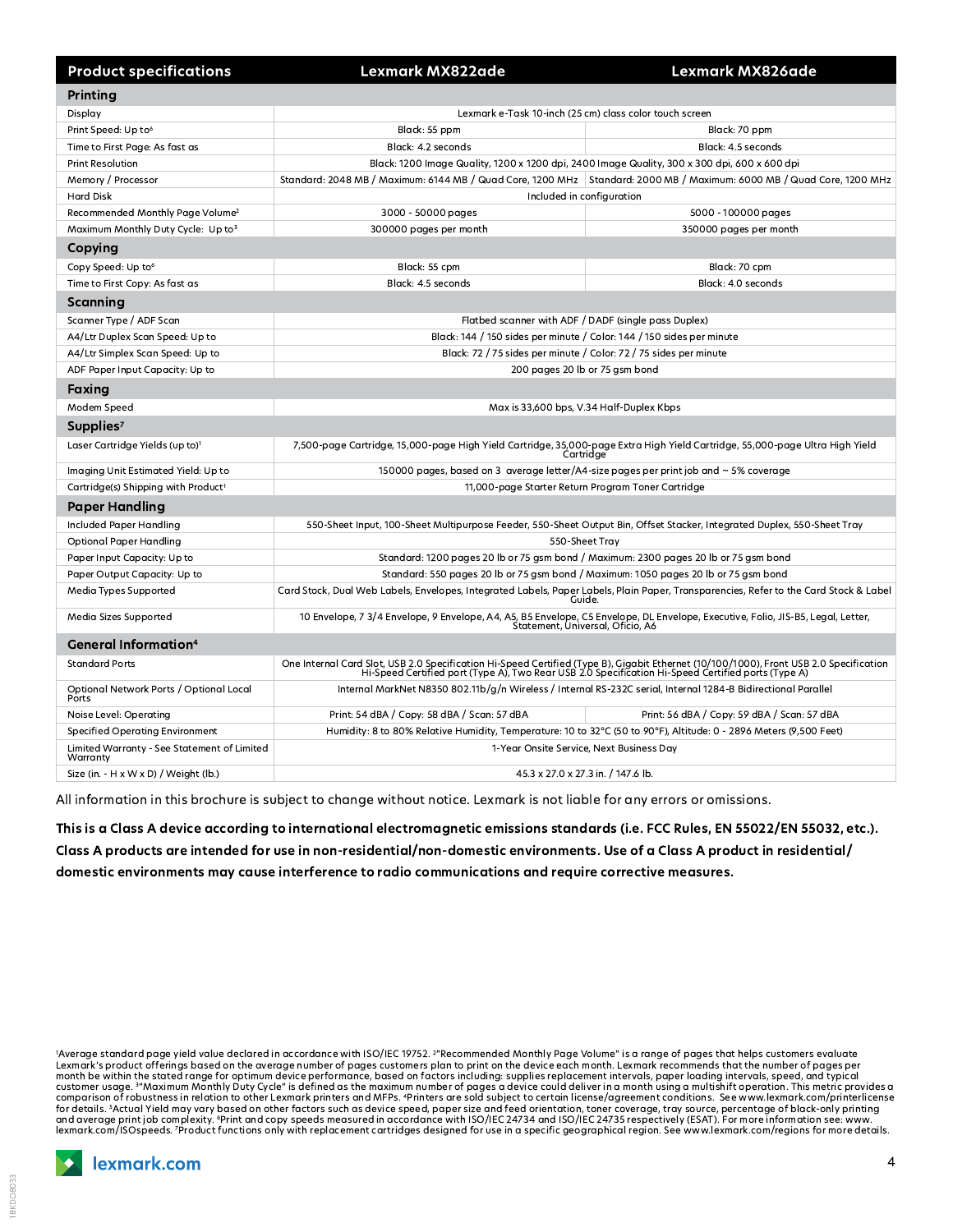| Product specifications | Lexmark MX822ade | Lexmark MX826ade |
|---|---|---|
| **Printing** | | |
| Display | Lexmark e-Task 10-inch (25 cm) class color touch screen | |
| Print Speed: Up to[6] | Black: 55 ppm | Black: 70 ppm |
| Time to First Page: As fast as | Black: 4.2 seconds | Black: 4.5 seconds |
| Print Resolution | Black: 1200 Image Quality, 1200 x 1200 dpi, 2400 Image Quality, 300 x 300 dpi, 600 x 600 dpi | |
| Memory / Processor | Standard: 2048 MB / Maximum: 6144 MB / Quad Core, 1200 MHz | Standard: 2000 MB / Maximum: 6000 MB / Quad Core, 1200 MHz |
| Hard Disk | Included in configuration | |
| Recommended Monthly Page Volume[2] | 3000 - 50000 pages | 5000 - 100000 pages |
| Maximum Monthly Duty Cycle: Up to[3] | 300000 pages per month | 350000 pages per month |
| **Copying** | | |
| Copy Speed: Up to[6] | Black: 55 cpm | Black: 70 cpm |
| Time to First Copy: As fast as | Black: 4.5 seconds | Black: 4.0 seconds |
| **Scanning** | | |
| Scanner Type / ADF Scan | Flatbed scanner with ADF / DADF (single pass Duplex) | |
| A4/Ltr Duplex Scan Speed: Up to | Black: 144 / 150 sides per minute / Color: 144 / 150 sides per minute | |
| A4/Ltr Simplex Scan Speed: Up to | Black: 72 / 75 sides per minute / Color: 72 / 75 sides per minute | |
| ADF Paper Input Capacity: Up to | 200 pages 20 lb or 75 gsm bond | |
| **Faxing** | | |
| Modem Speed | Max is 33,600 bps, V.34 Half-Duplex Kbps | |
| **Supplies[7]** | | |
| Laser Cartridge Yields (up to)[1] | 7,500-page Cartridge, 15,000-page High Yield Cartridge, 35,000-page Extra High Yield Cartridge, 55,000-page Ultra High Yield Cartridge | |
| Imaging Unit Estimated Yield: Up to | 150000 pages, based on 3 average letter/A4-size pages per print job and ~ 5% coverage | |
| Cartridge(s) Shipping with Product[1] | 11,000-page Starter Return Program Toner Cartridge | |
| **Paper Handling** | | |
| Included Paper Handling | 550-Sheet Input, 100-Sheet Multipurpose Feeder, 550-Sheet Output Bin, Offset Stacker, Integrated Duplex, 550-Sheet Tray | |
| Optional Paper Handling | 550-Sheet Tray | |
| Paper Input Capacity: Up to | Standard: 1200 pages 20 lb or 75 gsm bond / Maximum: 2300 pages 20 lb or 75 gsm bond | |
| Paper Output Capacity: Up to | Standard: 550 pages 20 lb or 75 gsm bond / Maximum: 1050 pages 20 lb or 75 gsm bond | |
| Media Types Supported | Card Stock, Dual Web Labels, Envelopes, Integrated Labels, Paper Labels, Plain Paper, Transparencies, Refer to the Card Stock & Label Guide. | |
| Media Sizes Supported | 10 Envelope, 7 3/4 Envelope, 9 Envelope, A4, A5, B5 Envelope, C5 Envelope, DL Envelope, Executive, Folio, JIS-B5, Legal, Letter, Statement, Universal, Oficio, A6 | |
| **General Information[4]** | | |
| Standard Ports | One Internal Card Slot, USB 2.0 Specification Hi-Speed Certified (Type B), Gigabit Ethernet (10/100/1000), Front USB 2.0 Specification Hi-Speed Certified port (Type A), Two Rear USB 2.0 Specification Hi-Speed Certified ports (Type A) | |
| Optional Network Ports / Optional Local Ports | Internal MarkNet N8350 802.11b/g/n Wireless / Internal RS-232C serial, Internal 1284-B Bidirectional Parallel | |
| Noise Level: Operating | Print: 54 dBA / Copy: 58 dBA / Scan: 57 dBA | Print: 56 dBA / Copy: 59 dBA / Scan: 57 dBA |
| Specified Operating Environment | Humidity: 8 to 80% Relative Humidity, Temperature: 10 to 32°C (50 to 90°F), Altitude: 0 - 2896 Meters (9,500 Feet) | |
| Limited Warranty - See Statement of Limited Warranty | 1-Year Onsite Service, Next Business Day | |
| Size (in. - H x W x D) / Weight (lb.) | 45.3 x 27.0 x 27.3 in. / 147.6 lb. | |

All information in this brochure is subject to change without notice. Lexmark is not liable for any errors or omissions.

**This is a Class A device according to international electromagnetic emissions standards (i.e. FCC Rules, EN 55022/EN 55032, etc.). Class A products are intended for use in non-residential/non-domestic environments. Use of a Class A product in residential/domestic environments may cause interference to radio communications and require corrective measures.**

[1]Average standard page yield value declared in accordance with ISO/IEC 19752. [2]"Recommended Monthly Page Volume" is a range of pages that helps customers evaluate Lexmark's product offerings based on the average number of pages customers plan to print on the device each month. Lexmark recommends that the number of pages per month be within the stated range for optimum device performance, based on factors including: supplies replacement intervals, paper loading intervals, speed, and typical customer usage. [3]"Maximum Monthly Duty Cycle" is defined as the maximum number of pages a device could deliver in a month using a multishift operation. This metric provides a comparison of robustness in relation to other Lexmark printers and MFPs. [4]Printers are sold subject to certain license/agreement conditions. See www.lexmark.com/printerlicense for details. [5]Actual Yield may vary based on other factors such as device speed, paper size and feed orientation, toner coverage, tray source, percentage of black-only printing and average print job complexity. [6]Print and copy speeds measured in accordance with ISO/IEC 24734 and ISO/IEC 24735 respectively (ESAT). For more information see: www.lexmark.com/ISOspeeds. [7]Product functions only with replacement cartridges designed for use in a specific geographical region. See www.lexmark.com/regions for more details.

lexmark.com

18KDOB233